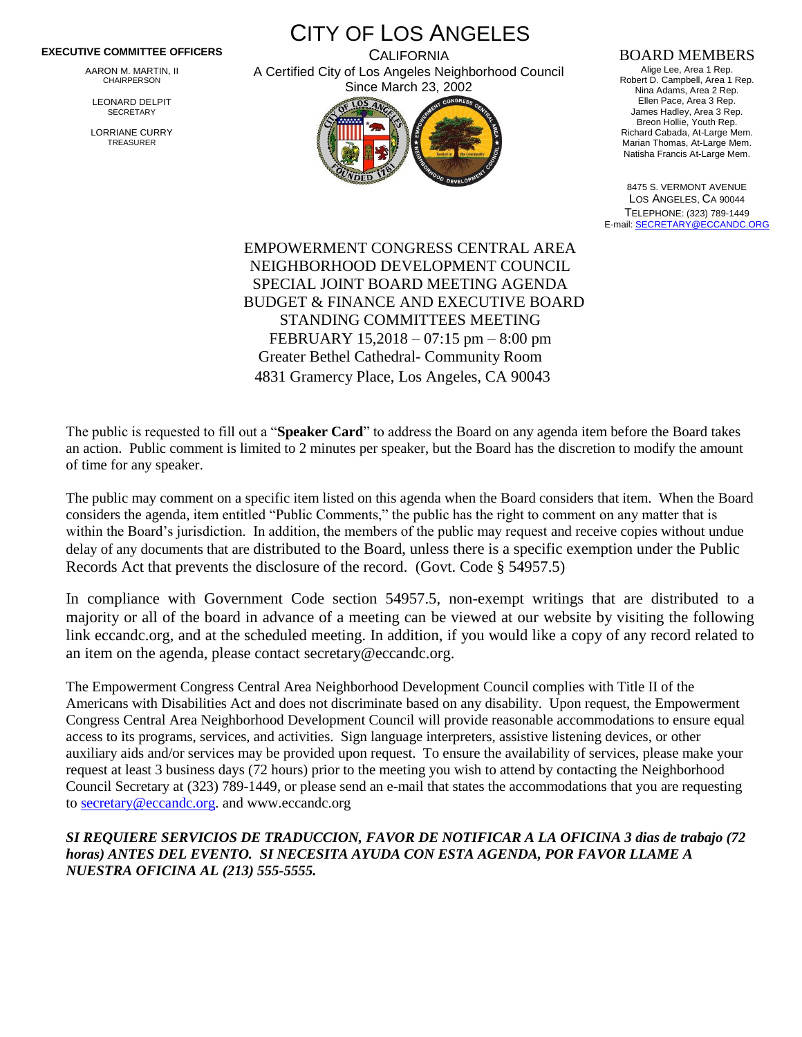**EXECUTIVE COMMITTEE OFFICERS**

AARON M. MARTIN, II
CHAIRPERSON

LEONARD DELPIT
SECRETARY

LORRIANE CURRY
TREASURER

# CITY OF LOS ANGELES

CALIFORNIA
A Certified City of Los Angeles Neighborhood Council
Since March 23, 2002

## BOARD MEMBERS

Alige Lee, Area 1 Rep.
Robert D. Campbell, Area 1 Rep.
Nina Adams, Area 2 Rep.
Ellen Pace, Area 3 Rep.
James Hadley, Area 3 Rep.
Breon Hollie, Youth Rep.
Richard Cabada, At-Large Mem.
Marian Thomas, At-Large Mem.
Natisha Francis At-Large Mem.

8475 S. VERMONT AVENUE
LOS ANGELES, CA 90044
TELEPHONE: (323) 789-1449
E-mail: SECRETARY@ECCANDC.ORG

EMPOWERMENT CONGRESS CENTRAL AREA
NEIGHBORHOOD DEVELOPMENT COUNCIL
SPECIAL JOINT BOARD MEETING AGENDA
BUDGET & FINANCE AND EXECUTIVE BOARD
STANDING COMMITTEES MEETING
FEBRUARY 15,2018 – 07:15 pm – 8:00 pm
Greater Bethel Cathedral- Community Room
4831 Gramercy Place, Los Angeles, CA 90043

The public is requested to fill out a "**Speaker Card**" to address the Board on any agenda item before the Board takes an action. Public comment is limited to 2 minutes per speaker, but the Board has the discretion to modify the amount of time for any speaker.

The public may comment on a specific item listed on this agenda when the Board considers that item. When the Board considers the agenda, item entitled "Public Comments," the public has the right to comment on any matter that is within the Board's jurisdiction. In addition, the members of the public may request and receive copies without undue delay of any documents that are distributed to the Board, unless there is a specific exemption under the Public Records Act that prevents the disclosure of the record. (Govt. Code § 54957.5)

In compliance with Government Code section 54957.5, non-exempt writings that are distributed to a majority or all of the board in advance of a meeting can be viewed at our website by visiting the following link eccandc.org, and at the scheduled meeting. In addition, if you would like a copy of any record related to an item on the agenda, please contact secretary@eccandc.org.

The Empowerment Congress Central Area Neighborhood Development Council complies with Title II of the Americans with Disabilities Act and does not discriminate based on any disability. Upon request, the Empowerment Congress Central Area Neighborhood Development Council will provide reasonable accommodations to ensure equal access to its programs, services, and activities. Sign language interpreters, assistive listening devices, or other auxiliary aids and/or services may be provided upon request. To ensure the availability of services, please make your request at least 3 business days (72 hours) prior to the meeting you wish to attend by contacting the Neighborhood Council Secretary at (323) 789-1449, or please send an e-mail that states the accommodations that you are requesting to secretary@eccandc.org. and www.eccandc.org

***SI REQUIERE SERVICIOS DE TRADUCCION, FAVOR DE NOTIFICAR A LA OFICINA 3 dias de trabajo (72 horas) ANTES DEL EVENTO. SI NECESITA AYUDA CON ESTA AGENDA, POR FAVOR LLAME A NUESTRA OFICINA AL (213) 555-5555.***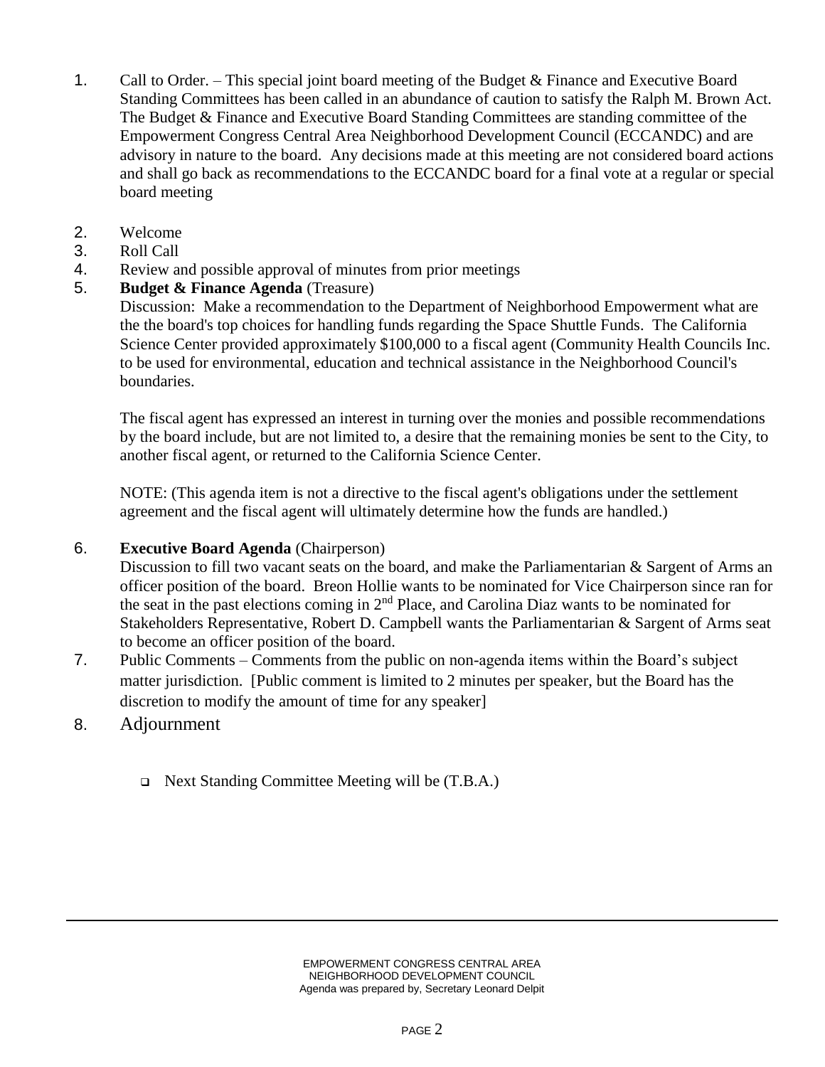1. Call to Order. – This special joint board meeting of the Budget & Finance and Executive Board Standing Committees has been called in an abundance of caution to satisfy the Ralph M. Brown Act. The Budget & Finance and Executive Board Standing Committees are standing committee of the Empowerment Congress Central Area Neighborhood Development Council (ECCANDC) and are advisory in nature to the board. Any decisions made at this meeting are not considered board actions and shall go back as recommendations to the ECCANDC board for a final vote at a regular or special board meeting

2. Welcome
3. Roll Call
4. Review and possible approval of minutes from prior meetings
5. **Budget & Finance Agenda** (Treasure)

   Discussion: Make a recommendation to the Department of Neighborhood Empowerment what are the the board's top choices for handling funds regarding the Space Shuttle Funds. The California Science Center provided approximately $100,000 to a fiscal agent (Community Health Councils Inc. to be used for environmental, education and technical assistance in the Neighborhood Council's boundaries.

   The fiscal agent has expressed an interest in turning over the monies and possible recommendations by the board include, but are not limited to, a desire that the remaining monies be sent to the City, to another fiscal agent, or returned to the California Science Center.

   NOTE: (This agenda item is not a directive to the fiscal agent's obligations under the settlement agreement and the fiscal agent will ultimately determine how the funds are handled.)

6. **Executive Board Agenda** (Chairperson)

   Discussion to fill two vacant seats on the board, and make the Parliamentarian & Sargent of Arms an officer position of the board. Breon Hollie wants to be nominated for Vice Chairperson since ran for the seat in the past elections coming in 2nd Place, and Carolina Diaz wants to be nominated for Stakeholders Representative, Robert D. Campbell wants the Parliamentarian & Sargent of Arms seat to become an officer position of the board.

7. Public Comments – Comments from the public on non-agenda items within the Board's subject matter jurisdiction. [Public comment is limited to 2 minutes per speaker, but the Board has the discretion to modify the amount of time for any speaker]
8. Adjournment

- Next Standing Committee Meeting will be (T.B.A.)

EMPOWERMENT CONGRESS CENTRAL AREA
NEIGHBORHOOD DEVELOPMENT COUNCIL
Agenda was prepared by, Secretary Leonard Delpit